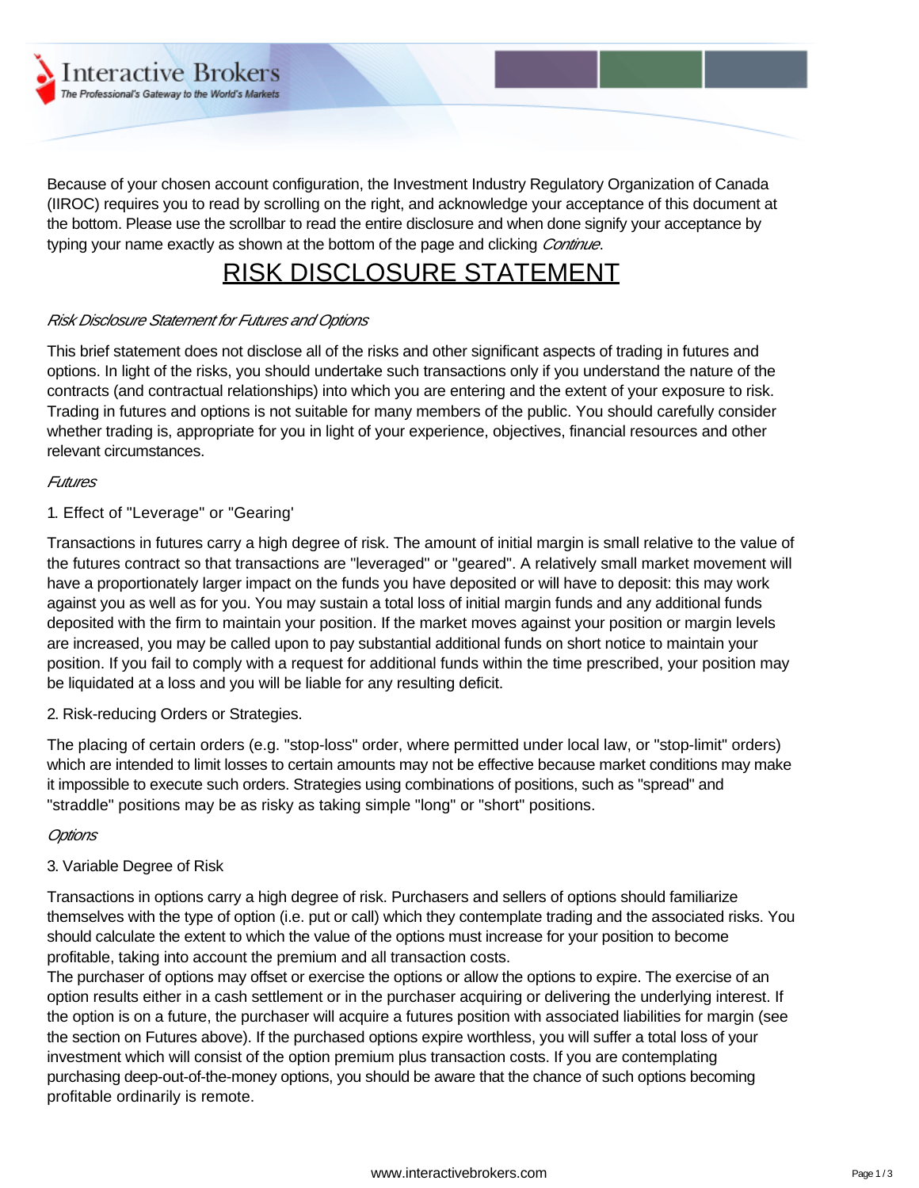Because of your chosen account configuration, the Investment Industry Regulatory Organization of Canada (IIROC) requires you to read by scrolling on the right, and acknowledge your acceptance of this document at the bottom. Please use the scrollbar to read the entire disclosure and when done signify your acceptance by typing your name exactly as shown at the bottom of the page and clicking *Continue*.

# RISK DISCLOSURE STATEMENT

*Risk Disclosure Statement for Futures and Options*

This brief statement does not disclose all of the risks and other significant aspects of trading in futures and options. In light of the risks, you should undertake such transactions only if you understand the nature of the contracts (and contractual relationships) into which you are entering and the extent of your exposure to risk. Trading in futures and options is not suitable for many members of the public. You should carefully consider whether trading is, appropriate for you in light of your experience, objectives, financial resources and other relevant circumstances.

*Futures*

1. Effect of "Leverage" or "Gearing'

Transactions in futures carry a high degree of risk. The amount of initial margin is small relative to the value of the futures contract so that transactions are "leveraged" or "geared". A relatively small market movement will have a proportionately larger impact on the funds you have deposited or will have to deposit: this may work against you as well as for you. You may sustain a total loss of initial margin funds and any additional funds deposited with the firm to maintain your position. If the market moves against your position or margin levels are increased, you may be called upon to pay substantial additional funds on short notice to maintain your position. If you fail to comply with a request for additional funds within the time prescribed, your position may be liquidated at a loss and you will be liable for any resulting deficit.

2. Risk-reducing Orders or Strategies.

The placing of certain orders (e.g. "stop-loss" order, where permitted under local law, or "stop-limit" orders) which are intended to limit losses to certain amounts may not be effective because market conditions may make it impossible to execute such orders. Strategies using combinations of positions, such as "spread" and "straddle" positions may be as risky as taking simple "long" or "short" positions.

*Options*

3. Variable Degree of Risk

Transactions in options carry a high degree of risk. Purchasers and sellers of options should familiarize themselves with the type of option (i.e. put or call) which they contemplate trading and the associated risks. You should calculate the extent to which the value of the options must increase for your position to become profitable, taking into account the premium and all transaction costs.
The purchaser of options may offset or exercise the options or allow the options to expire. The exercise of an option results either in a cash settlement or in the purchaser acquiring or delivering the underlying interest. If the option is on a future, the purchaser will acquire a futures position with associated liabilities for margin (see the section on Futures above). If the purchased options expire worthless, you will suffer a total loss of your investment which will consist of the option premium plus transaction costs. If you are contemplating purchasing deep-out-of-the-money options, you should be aware that the chance of such options becoming profitable ordinarily is remote.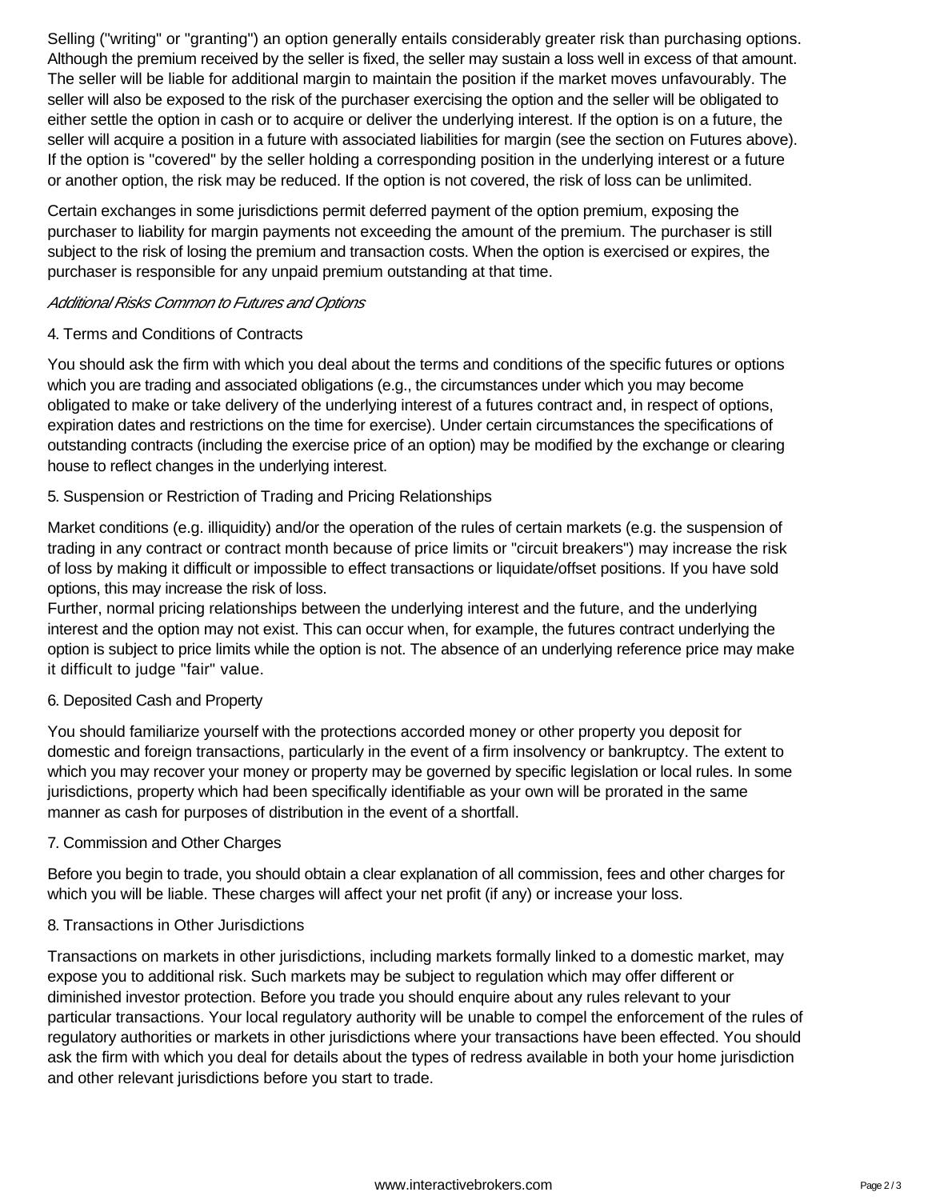Selling ("writing" or "granting") an option generally entails considerably greater risk than purchasing options. Although the premium received by the seller is fixed, the seller may sustain a loss well in excess of that amount. The seller will be liable for additional margin to maintain the position if the market moves unfavourably. The seller will also be exposed to the risk of the purchaser exercising the option and the seller will be obligated to either settle the option in cash or to acquire or deliver the underlying interest. If the option is on a future, the seller will acquire a position in a future with associated liabilities for margin (see the section on Futures above). If the option is "covered" by the seller holding a corresponding position in the underlying interest or a future or another option, the risk may be reduced. If the option is not covered, the risk of loss can be unlimited.

Certain exchanges in some jurisdictions permit deferred payment of the option premium, exposing the purchaser to liability for margin payments not exceeding the amount of the premium. The purchaser is still subject to the risk of losing the premium and transaction costs. When the option is exercised or expires, the purchaser is responsible for any unpaid premium outstanding at that time.

*Additional Risks Common to Futures and Options*

4. Terms and Conditions of Contracts

You should ask the firm with which you deal about the terms and conditions of the specific futures or options which you are trading and associated obligations (e.g., the circumstances under which you may become obligated to make or take delivery of the underlying interest of a futures contract and, in respect of options, expiration dates and restrictions on the time for exercise). Under certain circumstances the specifications of outstanding contracts (including the exercise price of an option) may be modified by the exchange or clearing house to reflect changes in the underlying interest.

5. Suspension or Restriction of Trading and Pricing Relationships

Market conditions (e.g. illiquidity) and/or the operation of the rules of certain markets (e.g. the suspension of trading in any contract or contract month because of price limits or "circuit breakers") may increase the risk of loss by making it difficult or impossible to effect transactions or liquidate/offset positions. If you have sold options, this may increase the risk of loss.
Further, normal pricing relationships between the underlying interest and the future, and the underlying interest and the option may not exist. This can occur when, for example, the futures contract underlying the option is subject to price limits while the option is not. The absence of an underlying reference price may make it difficult to judge "fair" value.

6. Deposited Cash and Property

You should familiarize yourself with the protections accorded money or other property you deposit for domestic and foreign transactions, particularly in the event of a firm insolvency or bankruptcy. The extent to which you may recover your money or property may be governed by specific legislation or local rules. In some jurisdictions, property which had been specifically identifiable as your own will be prorated in the same manner as cash for purposes of distribution in the event of a shortfall.

7. Commission and Other Charges

Before you begin to trade, you should obtain a clear explanation of all commission, fees and other charges for which you will be liable. These charges will affect your net profit (if any) or increase your loss.

8. Transactions in Other Jurisdictions

Transactions on markets in other jurisdictions, including markets formally linked to a domestic market, may expose you to additional risk. Such markets may be subject to regulation which may offer different or diminished investor protection. Before you trade you should enquire about any rules relevant to your particular transactions. Your local regulatory authority will be unable to compel the enforcement of the rules of regulatory authorities or markets in other jurisdictions where your transactions have been effected. You should ask the firm with which you deal for details about the types of redress available in both your home jurisdiction and other relevant jurisdictions before you start to trade.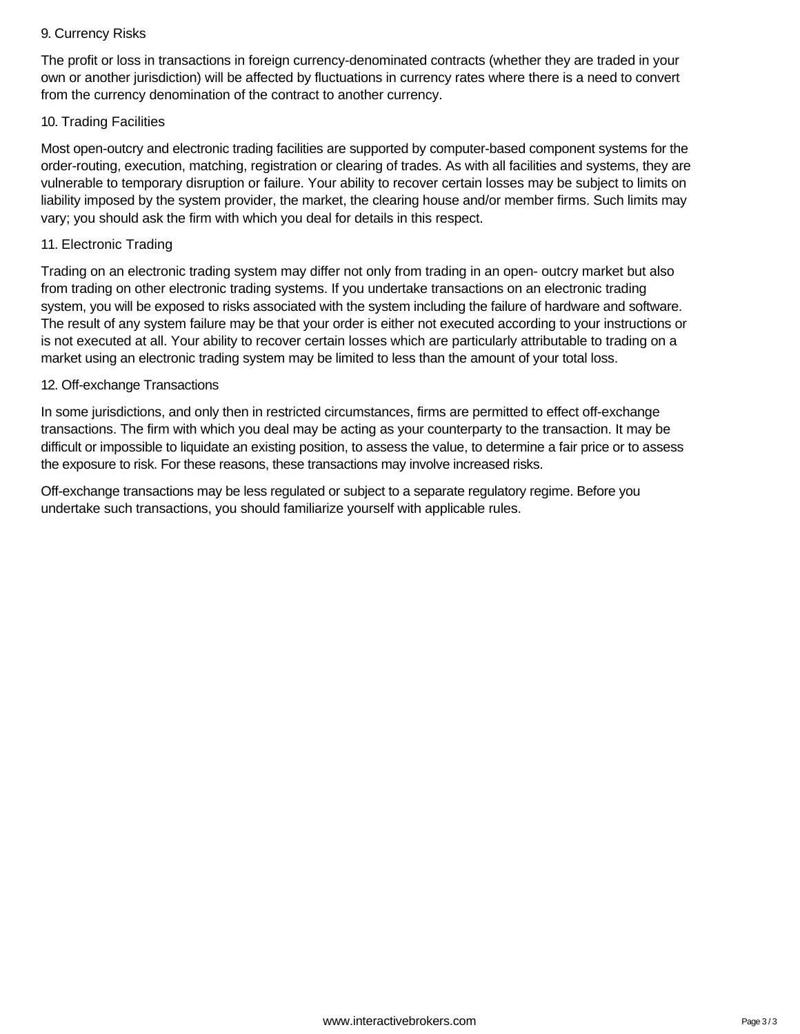9. Currency Risks

The profit or loss in transactions in foreign currency-denominated contracts (whether they are traded in your own or another jurisdiction) will be affected by fluctuations in currency rates where there is a need to convert from the currency denomination of the contract to another currency.

10. Trading Facilities

Most open-outcry and electronic trading facilities are supported by computer-based component systems for the order-routing, execution, matching, registration or clearing of trades. As with all facilities and systems, they are vulnerable to temporary disruption or failure. Your ability to recover certain losses may be subject to limits on liability imposed by the system provider, the market, the clearing house and/or member firms. Such limits may vary; you should ask the firm with which you deal for details in this respect.

11. Electronic Trading

Trading on an electronic trading system may differ not only from trading in an open- outcry market but also from trading on other electronic trading systems. If you undertake transactions on an electronic trading system, you will be exposed to risks associated with the system including the failure of hardware and software. The result of any system failure may be that your order is either not executed according to your instructions or is not executed at all. Your ability to recover certain losses which are particularly attributable to trading on a market using an electronic trading system may be limited to less than the amount of your total loss.

12. Off-exchange Transactions

In some jurisdictions, and only then in restricted circumstances, firms are permitted to effect off-exchange transactions. The firm with which you deal may be acting as your counterparty to the transaction. It may be difficult or impossible to liquidate an existing position, to assess the value, to determine a fair price or to assess the exposure to risk. For these reasons, these transactions may involve increased risks.

Off-exchange transactions may be less regulated or subject to a separate regulatory regime. Before you undertake such transactions, you should familiarize yourself with applicable rules.